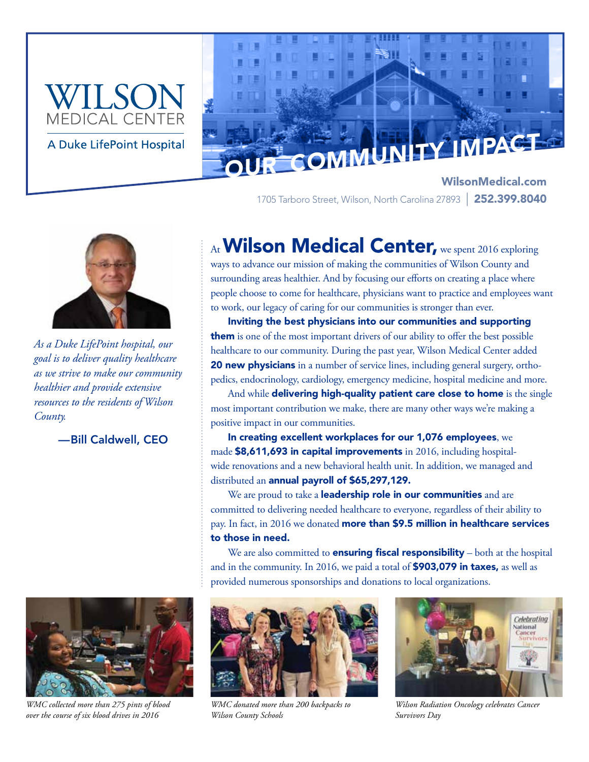# WILSON MEDICAL CENTER

A Duke LifePoint Hospital

## OUR COMMUNITY IMPACT

**WilsonMedical.com**

1705 Tarboro Street, Wilson, North Carolina 27893 | **252.399.8040**

*As a Duke LifePoint hospital, our goal is to deliver quality healthcare as we strive to make our community healthier and provide extensive resources to the residents of Wilson County.*

—Bill Caldwell, CEO

At **Wilson Medical Center,** we spent 2016 exploring ways to advance our mission of making the communities of Wilson County and surrounding areas healthier. And by focusing our efforts on creating a place where people choose to come for healthcare, physicians want to practice and employees want to work, our legacy of caring for our communities is stronger than ever.

**Inviting the best physicians into our communities and supporting them** is one of the most important drivers of our ability to offer the best possible healthcare to our community. During the past year, Wilson Medical Center added **20 new physicians** in a number of service lines, including general surgery, orthopedics, endocrinology, cardiology, emergency medicine, hospital medicine and more.

And while **delivering high-quality patient care close to home** is the single most important contribution we make, there are many other ways we're making a positive impact in our communities.

**In creating excellent workplaces for our 1,076 employees**, we made **$8,611,693 in capital improvements** in 2016, including hospital-wide renovations and a new behavioral health unit. In addition, we managed and distributed an **annual payroll of $65,297,129.**

We are proud to take a **leadership role in our communities** and are committed to delivering needed healthcare to everyone, regardless of their ability to pay. In fact, in 2016 we donated **more than $9.5 million in healthcare services to those in need.**

We are also committed to **ensuring fiscal responsibility** – both at the hospital and in the community. In 2016, we paid a total of **$903,079 in taxes,** as well as provided numerous sponsorships and donations to local organizations.

*WMC collected more than 275 pints of blood over the course of six blood drives in 2016*

*WMC donated more than 200 backpacks to Wilson County Schools*

*Wilson Radiation Oncology celebrates Cancer Survivors Day*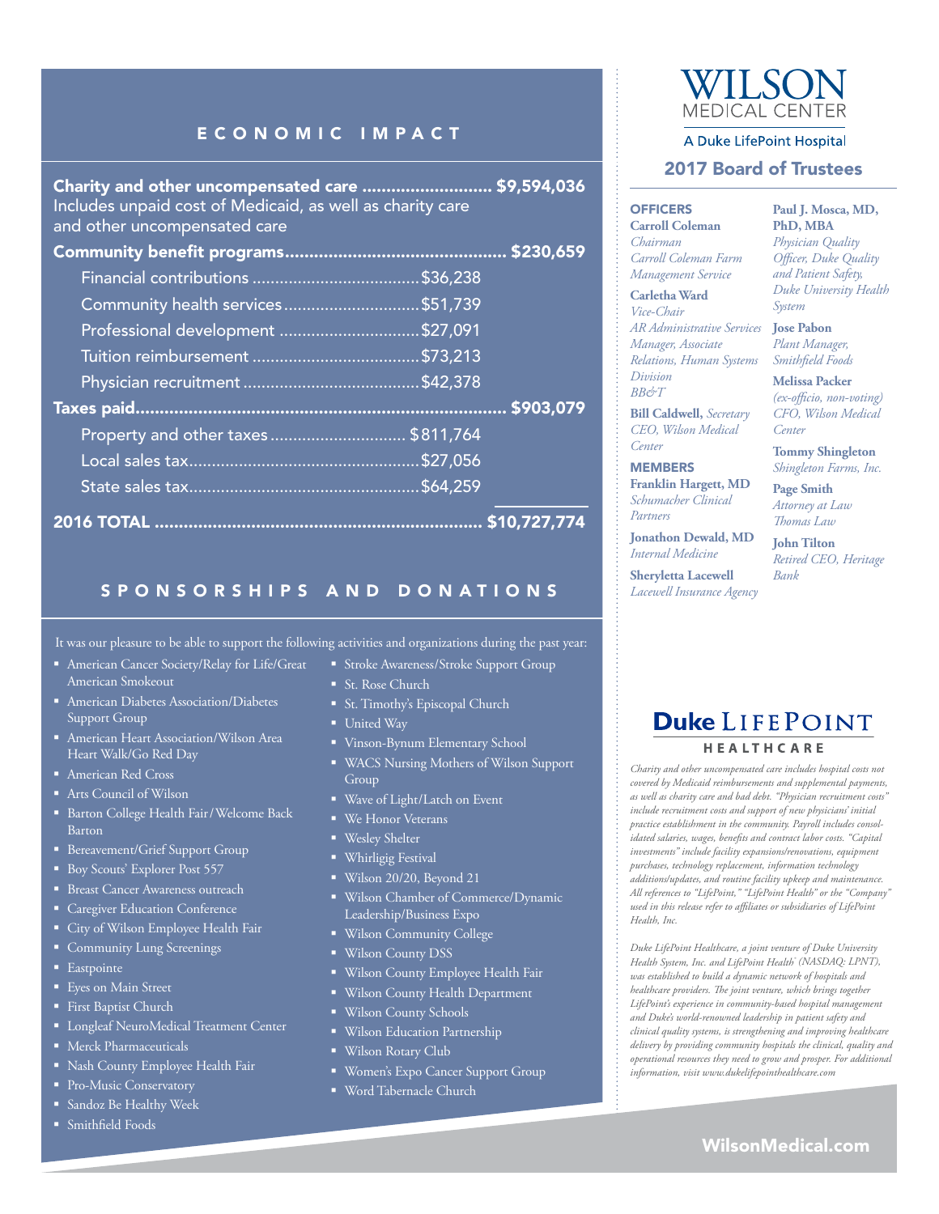## ECONOMIC IMPACT

| | | |
|---|---|---|
| **Charity and other uncompensated care** | | **$9,594,036** |
| Includes unpaid cost of Medicaid, as well as charity care and other uncompensated care | | |
| **Community benefit programs** | | **$230,659** |
| Financial contributions | $36,238 | |
| Community health services | $51,739 | |
| Professional development | $27,091 | |
| Tuition reimbursement | $73,213 | |
| Physician recruitment | $42,378 | |
| **Taxes paid** | | **$903,079** |
| Property and other taxes | $811,764 | |
| Local sales tax | $27,056 | |
| State sales tax | $64,259 | |
| **2016 TOTAL** | | **$10,727,774** |

## SPONSORSHIPS AND DONATIONS

It was our pleasure to be able to support the following activities and organizations during the past year:

- American Cancer Society/Relay for Life/Great American Smokeout
- American Diabetes Association/Diabetes Support Group
- American Heart Association/Wilson Area Heart Walk/Go Red Day
- American Red Cross
- Arts Council of Wilson
- Barton College Health Fair/Welcome Back Barton
- Bereavement/Grief Support Group
- Boy Scouts' Explorer Post 557
- Breast Cancer Awareness outreach
- Caregiver Education Conference
- City of Wilson Employee Health Fair
- Community Lung Screenings
- Eastpointe
- Eyes on Main Street
- First Baptist Church
- Longleaf NeuroMedical Treatment Center
- Merck Pharmaceuticals
- Nash County Employee Health Fair
- Pro-Music Conservatory
- Sandoz Be Healthy Week
- Smithfield Foods
- Stroke Awareness/Stroke Support Group
- St. Rose Church
- St. Timothy's Episcopal Church
- United Way
- Vinson-Bynum Elementary School
- WACS Nursing Mothers of Wilson Support Group
- Wave of Light/Latch on Event
- We Honor Veterans
- Wesley Shelter
- Whirligig Festival
- Wilson 20/20, Beyond 21
- Wilson Chamber of Commerce/Dynamic Leadership/Business Expo
- Wilson Community College
- Wilson County DSS
- Wilson County Employee Health Fair
- Wilson County Health Department
- Wilson County Schools
- Wilson Education Partnership
- Wilson Rotary Club
- Women's Expo Cancer Support Group
- Word Tabernacle Church

# WILSON MEDICAL CENTER

A Duke LifePoint Hospital

## 2017 Board of Trustees

### OFFICERS

**Carroll Coleman**
*Chairman*
*Carroll Coleman Farm Management Service*

**Carletha Ward**
*Vice-Chair*
*AR Administrative Services Manager, Associate Relations, Human Systems Division*
*BB&T*

**Bill Caldwell,** *Secretary*
*CEO, Wilson Medical Center*

### MEMBERS

**Franklin Hargett, MD**
*Schumacher Clinical Partners*

**Jonathon Dewald, MD**
*Internal Medicine*

**Sheryletta Lacewell**
*Lacewell Insurance Agency*

**Paul J. Mosca, MD, PhD, MBA**
*Physician Quality Officer, Duke Quality and Patient Safety, Duke University Health System*

**Jose Pabon**
*Plant Manager, Smithfield Foods*

**Melissa Packer**
*(ex-officio, non-voting)*
*CFO, Wilson Medical Center*

**Tommy Shingleton**
*Shingleton Farms, Inc.*

**Page Smith**
*Attorney at Law*
*Thomas Law*

**John Tilton**
*Retired CEO, Heritage Bank*

**Duke LIFEPOINT HEALTHCARE**

*Charity and other uncompensated care includes hospital costs not covered by Medicaid reimbursements and supplemental payments, as well as charity care and bad debt. "Physician recruitment costs" include recruitment costs and support of new physicians' initial practice establishment in the community. Payroll includes consolidated salaries, wages, benefits and contract labor costs. "Capital investments" include facility expansions/renovations, equipment purchases, technology replacement, information technology additions/updates, and routine facility upkeep and maintenance. All references to "LifePoint," "LifePoint Health" or the "Company" used in this release refer to affiliates or subsidiaries of LifePoint Health, Inc.*

*Duke LifePoint Healthcare, a joint venture of Duke University Health System, Inc. and LifePoint Health® (NASDAQ: LPNT), was established to build a dynamic network of hospitals and healthcare providers. The joint venture, which brings together LifePoint's experience in community-based hospital management and Duke's world-renowned leadership in patient safety and clinical quality systems, is strengthening and improving healthcare delivery by providing community hospitals the clinical, quality and operational resources they need to grow and prosper. For additional information, visit www.dukelifepointhealthcare.com*

**WilsonMedical.com**